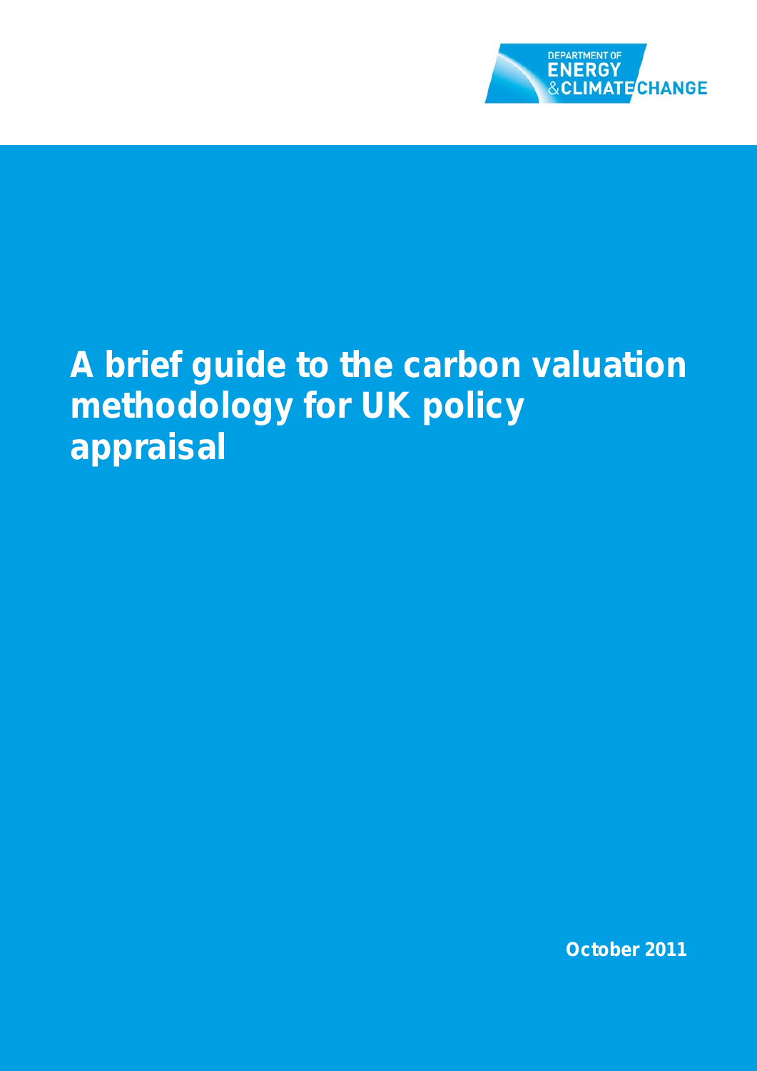DEPARTMENT OF ENERGY & CLIMATE CHANGE

# A brief guide to the carbon valuation methodology for UK policy appraisal

October 2011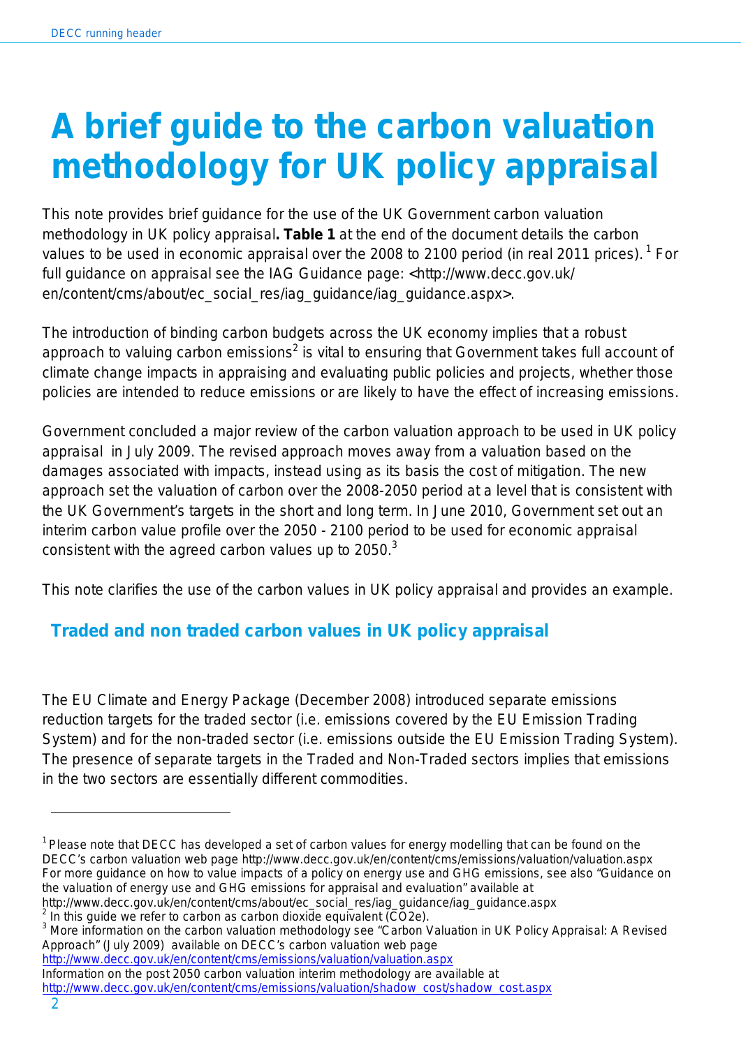# A brief guide to the carbon valuation methodology for UK policy appraisal

This note provides brief guidance for the use of the UK Government carbon valuation methodology in UK policy appraisal**. Table 1** at the end of the document details the carbon values to be used in economic appraisal over the 2008 to 2100 period (in real 2011 prices).[1] For full guidance on appraisal see the IAG Guidance page: <http://www.decc.gov.uk/en/content/cms/about/ec_social_res/iag_guidance/iag_guidance.aspx>.

The introduction of binding carbon budgets across the UK economy implies that a robust approach to valuing carbon emissions[2] is vital to ensuring that Government takes full account of climate change impacts in appraising and evaluating public policies and projects, whether those policies are intended to reduce emissions or are likely to have the effect of increasing emissions.

Government concluded a major review of the carbon valuation approach to be used in UK policy appraisal in July 2009. The revised approach moves away from a valuation based on the damages associated with impacts, instead using as its basis the cost of mitigation. The new approach set the valuation of carbon over the 2008-2050 period at a level that is consistent with the UK Government's targets in the short and long term. In June 2010, Government set out an interim carbon value profile over the 2050 - 2100 period to be used for economic appraisal consistent with the agreed carbon values up to 2050.[3]

This note clarifies the use of the carbon values in UK policy appraisal and provides an example.

## Traded and non traded carbon values in UK policy appraisal

The EU Climate and Energy Package (December 2008) introduced separate emissions reduction targets for the traded sector (i.e. emissions covered by the EU Emission Trading System) and for the non-traded sector (i.e. emissions outside the EU Emission Trading System). The presence of separate targets in the Traded and Non-Traded sectors implies that emissions in the two sectors are essentially different commodities.

---

[1] Please note that DECC has developed a set of carbon values for energy modelling that can be found on the DECC's carbon valuation web page http://www.decc.gov.uk/en/content/cms/emissions/valuation/valuation.aspx For more guidance on how to value impacts of a policy on energy use and GHG emissions, see also "Guidance on the valuation of energy use and GHG emissions for appraisal and evaluation" available at http://www.decc.gov.uk/en/content/cms/about/ec_social_res/iag_guidance/iag_guidance.aspx

[2] In this guide we refer to carbon as carbon dioxide equivalent ($CO_2e$).

[3] More information on the carbon valuation methodology see "Carbon Valuation in UK Policy Appraisal: A Revised Approach" (July 2009) available on DECC's carbon valuation web page http://www.decc.gov.uk/en/content/cms/emissions/valuation/valuation.aspx
Information on the post 2050 carbon valuation interim methodology are available at http://www.decc.gov.uk/en/content/cms/emissions/valuation/shadow_cost/shadow_cost.aspx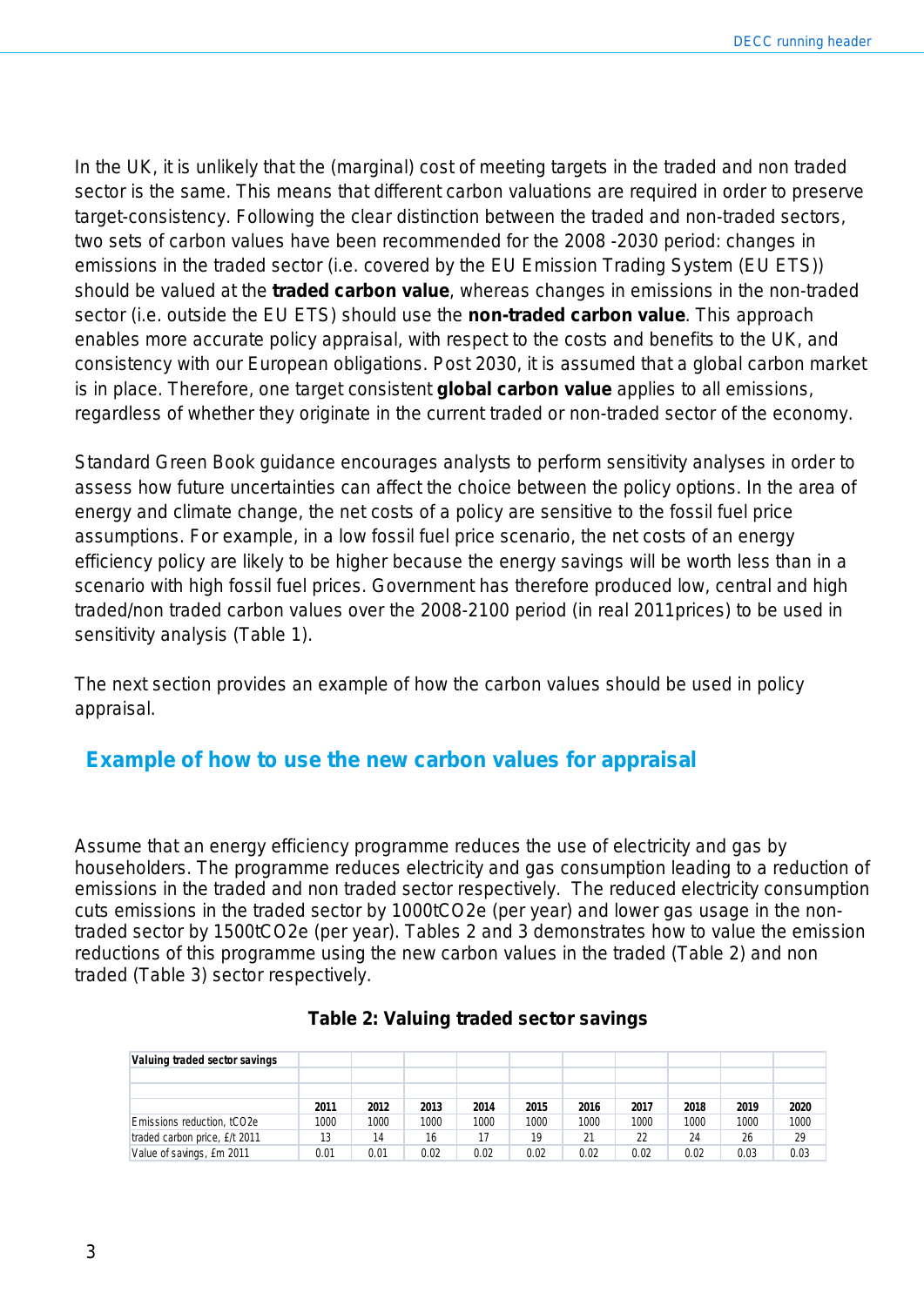In the UK, it is unlikely that the (marginal) cost of meeting targets in the traded and non traded sector is the same. This means that different carbon valuations are required in order to preserve target-consistency. Following the clear distinction between the traded and non-traded sectors, two sets of carbon values have been recommended for the 2008 -2030 period: changes in emissions in the traded sector (i.e. covered by the EU Emission Trading System (EU ETS)) should be valued at the **traded carbon value**, whereas changes in emissions in the non-traded sector (i.e. outside the EU ETS) should use the **non-traded carbon value**. This approach enables more accurate policy appraisal, with respect to the costs and benefits to the UK, and consistency with our European obligations. Post 2030, it is assumed that a global carbon market is in place. Therefore, one target consistent **global carbon value** applies to all emissions, regardless of whether they originate in the current traded or non-traded sector of the economy.

Standard Green Book guidance encourages analysts to perform sensitivity analyses in order to assess how future uncertainties can affect the choice between the policy options. In the area of energy and climate change, the net costs of a policy are sensitive to the fossil fuel price assumptions. For example, in a low fossil fuel price scenario, the net costs of an energy efficiency policy are likely to be higher because the energy savings will be worth less than in a scenario with high fossil fuel prices. Government has therefore produced low, central and high traded/non traded carbon values over the 2008-2100 period (in real 2011prices) to be used in sensitivity analysis (Table 1).

The next section provides an example of how the carbon values should be used in policy appraisal.

## Example of how to use the new carbon values for appraisal

Assume that an energy efficiency programme reduces the use of electricity and gas by householders. The programme reduces electricity and gas consumption leading to a reduction of emissions in the traded and non traded sector respectively. The reduced electricity consumption cuts emissions in the traded sector by 1000tCO2e (per year) and lower gas usage in the non-traded sector by 1500tCO2e (per year). Tables 2 and 3 demonstrates how to value the emission reductions of this programme using the new carbon values in the traded (Table 2) and non traded (Table 3) sector respectively.

**Table 2: Valuing traded sector savings**

| Valuing traded sector savings | 2011 | 2012 | 2013 | 2014 | 2015 | 2016 | 2017 | 2018 | 2019 | 2020 |
|---|---|---|---|---|---|---|---|---|---|---|
| Emissions reduction, tCO2e | 1000 | 1000 | 1000 | 1000 | 1000 | 1000 | 1000 | 1000 | 1000 | 1000 |
| traded carbon price, £/t 2011 | 13 | 14 | 16 | 17 | 19 | 21 | 22 | 24 | 26 | 29 |
| Value of savings, £m 2011 | 0.01 | 0.01 | 0.02 | 0.02 | 0.02 | 0.02 | 0.02 | 0.02 | 0.03 | 0.03 |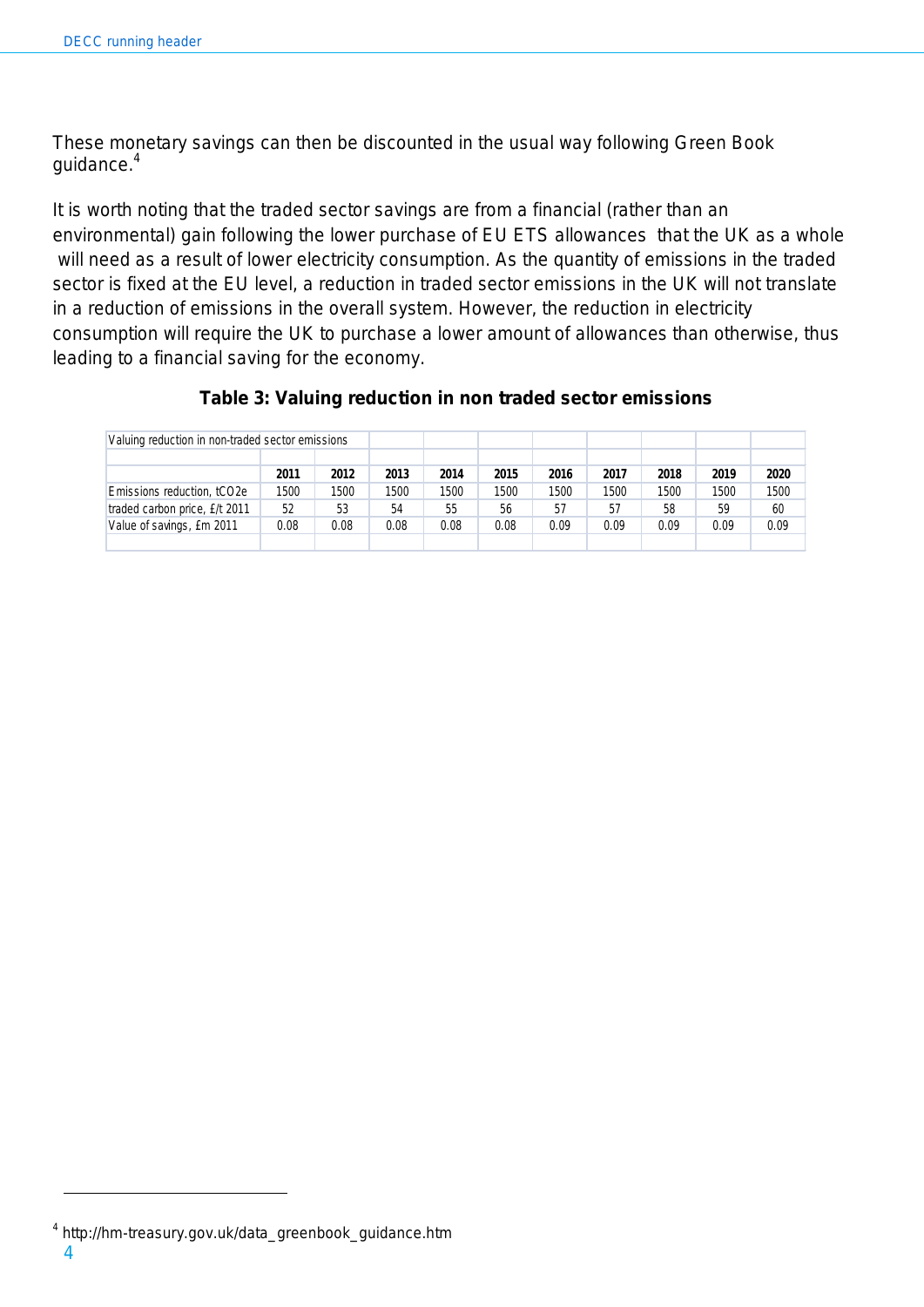These monetary savings can then be discounted in the usual way following Green Book guidance.[4]

It is worth noting that the traded sector savings are from a financial (rather than an environmental) gain following the lower purchase of EU ETS allowances that the UK as a whole will need as a result of lower electricity consumption. As the quantity of emissions in the traded sector is fixed at the EU level, a reduction in traded sector emissions in the UK will not translate in a reduction of emissions in the overall system. However, the reduction in electricity consumption will require the UK to purchase a lower amount of allowances than otherwise, thus leading to a financial saving for the economy.

**Table 3: Valuing reduction in non traded sector emissions**

| Valuing reduction in non-traded sector emissions | | | | | | | | | | |
|---|---|---|---|---|---|---|---|---|---|---|
| | **2011** | **2012** | **2013** | **2014** | **2015** | **2016** | **2017** | **2018** | **2019** | **2020** |
| Emissions reduction, tCO2e | 1500 | 1500 | 1500 | 1500 | 1500 | 1500 | 1500 | 1500 | 1500 | 1500 |
| traded carbon price, £/t 2011 | 52 | 53 | 54 | 55 | 56 | 57 | 57 | 58 | 59 | 60 |
| Value of savings, £m 2011 | 0.08 | 0.08 | 0.08 | 0.08 | 0.08 | 0.09 | 0.09 | 0.09 | 0.09 | 0.09 |

[4] http://hm-treasury.gov.uk/data_greenbook_guidance.htm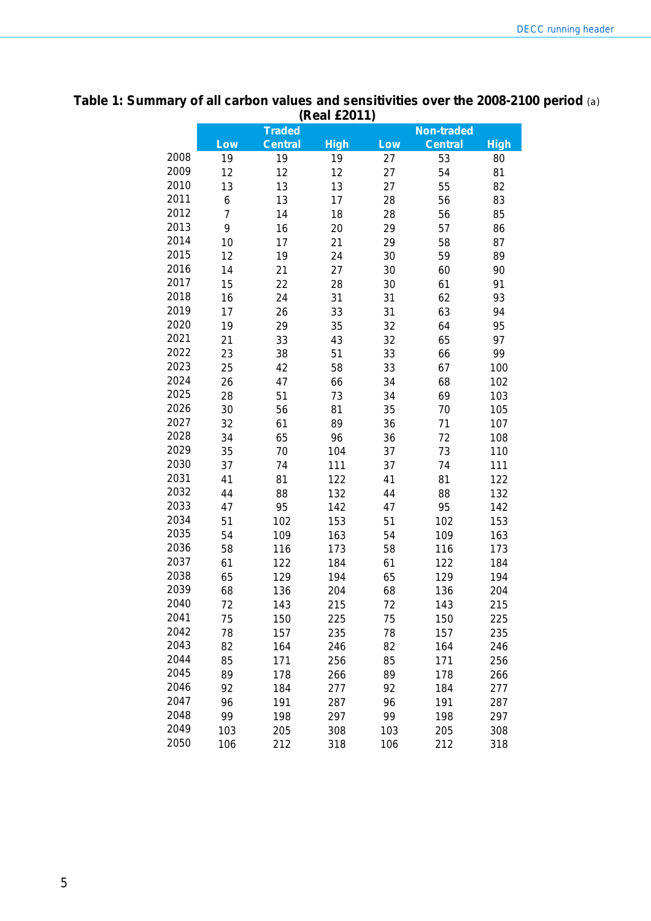**Table 1: Summary of all carbon values and sensitivities over the 2008-2100 period** (a)
**(Real £2011)**

| | Traded | | | Non-traded | | |
|---|---|---|---|---|---|---|
| | Low | Central | High | Low | Central | High |
| 2008 | 19 | 19 | 19 | 27 | 53 | 80 |
| 2009 | 12 | 12 | 12 | 27 | 54 | 81 |
| 2010 | 13 | 13 | 13 | 27 | 55 | 82 |
| 2011 | 6 | 13 | 17 | 28 | 56 | 83 |
| 2012 | 7 | 14 | 18 | 28 | 56 | 85 |
| 2013 | 9 | 16 | 20 | 29 | 57 | 86 |
| 2014 | 10 | 17 | 21 | 29 | 58 | 87 |
| 2015 | 12 | 19 | 24 | 30 | 59 | 89 |
| 2016 | 14 | 21 | 27 | 30 | 60 | 90 |
| 2017 | 15 | 22 | 28 | 30 | 61 | 91 |
| 2018 | 16 | 24 | 31 | 31 | 62 | 93 |
| 2019 | 17 | 26 | 33 | 31 | 63 | 94 |
| 2020 | 19 | 29 | 35 | 32 | 64 | 95 |
| 2021 | 21 | 33 | 43 | 32 | 65 | 97 |
| 2022 | 23 | 38 | 51 | 33 | 66 | 99 |
| 2023 | 25 | 42 | 58 | 33 | 67 | 100 |
| 2024 | 26 | 47 | 66 | 34 | 68 | 102 |
| 2025 | 28 | 51 | 73 | 34 | 69 | 103 |
| 2026 | 30 | 56 | 81 | 35 | 70 | 105 |
| 2027 | 32 | 61 | 89 | 36 | 71 | 107 |
| 2028 | 34 | 65 | 96 | 36 | 72 | 108 |
| 2029 | 35 | 70 | 104 | 37 | 73 | 110 |
| 2030 | 37 | 74 | 111 | 37 | 74 | 111 |
| 2031 | 41 | 81 | 122 | 41 | 81 | 122 |
| 2032 | 44 | 88 | 132 | 44 | 88 | 132 |
| 2033 | 47 | 95 | 142 | 47 | 95 | 142 |
| 2034 | 51 | 102 | 153 | 51 | 102 | 153 |
| 2035 | 54 | 109 | 163 | 54 | 109 | 163 |
| 2036 | 58 | 116 | 173 | 58 | 116 | 173 |
| 2037 | 61 | 122 | 184 | 61 | 122 | 184 |
| 2038 | 65 | 129 | 194 | 65 | 129 | 194 |
| 2039 | 68 | 136 | 204 | 68 | 136 | 204 |
| 2040 | 72 | 143 | 215 | 72 | 143 | 215 |
| 2041 | 75 | 150 | 225 | 75 | 150 | 225 |
| 2042 | 78 | 157 | 235 | 78 | 157 | 235 |
| 2043 | 82 | 164 | 246 | 82 | 164 | 246 |
| 2044 | 85 | 171 | 256 | 85 | 171 | 256 |
| 2045 | 89 | 178 | 266 | 89 | 178 | 266 |
| 2046 | 92 | 184 | 277 | 92 | 184 | 277 |
| 2047 | 96 | 191 | 287 | 96 | 191 | 287 |
| 2048 | 99 | 198 | 297 | 99 | 198 | 297 |
| 2049 | 103 | 205 | 308 | 103 | 205 | 308 |
| 2050 | 106 | 212 | 318 | 106 | 212 | 318 |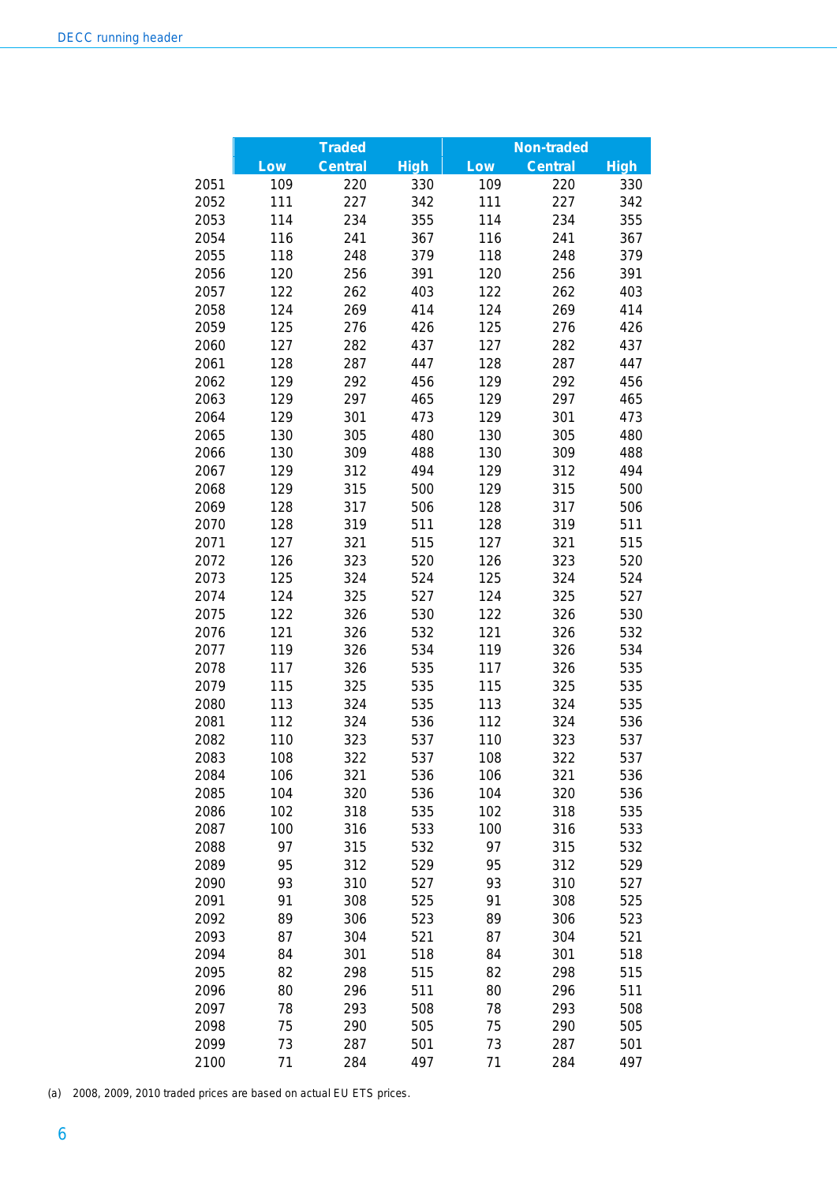| | Traded | | | Non-traded | | |
|---|---|---|---|---|---|---|
| | Low | Central | High | Low | Central | High |
| 2051 | 109 | 220 | 330 | 109 | 220 | 330 |
| 2052 | 111 | 227 | 342 | 111 | 227 | 342 |
| 2053 | 114 | 234 | 355 | 114 | 234 | 355 |
| 2054 | 116 | 241 | 367 | 116 | 241 | 367 |
| 2055 | 118 | 248 | 379 | 118 | 248 | 379 |
| 2056 | 120 | 256 | 391 | 120 | 256 | 391 |
| 2057 | 122 | 262 | 403 | 122 | 262 | 403 |
| 2058 | 124 | 269 | 414 | 124 | 269 | 414 |
| 2059 | 125 | 276 | 426 | 125 | 276 | 426 |
| 2060 | 127 | 282 | 437 | 127 | 282 | 437 |
| 2061 | 128 | 287 | 447 | 128 | 287 | 447 |
| 2062 | 129 | 292 | 456 | 129 | 292 | 456 |
| 2063 | 129 | 297 | 465 | 129 | 297 | 465 |
| 2064 | 129 | 301 | 473 | 129 | 301 | 473 |
| 2065 | 130 | 305 | 480 | 130 | 305 | 480 |
| 2066 | 130 | 309 | 488 | 130 | 309 | 488 |
| 2067 | 129 | 312 | 494 | 129 | 312 | 494 |
| 2068 | 129 | 315 | 500 | 129 | 315 | 500 |
| 2069 | 128 | 317 | 506 | 128 | 317 | 506 |
| 2070 | 128 | 319 | 511 | 128 | 319 | 511 |
| 2071 | 127 | 321 | 515 | 127 | 321 | 515 |
| 2072 | 126 | 323 | 520 | 126 | 323 | 520 |
| 2073 | 125 | 324 | 524 | 125 | 324 | 524 |
| 2074 | 124 | 325 | 527 | 124 | 325 | 527 |
| 2075 | 122 | 326 | 530 | 122 | 326 | 530 |
| 2076 | 121 | 326 | 532 | 121 | 326 | 532 |
| 2077 | 119 | 326 | 534 | 119 | 326 | 534 |
| 2078 | 117 | 326 | 535 | 117 | 326 | 535 |
| 2079 | 115 | 325 | 535 | 115 | 325 | 535 |
| 2080 | 113 | 324 | 535 | 113 | 324 | 535 |
| 2081 | 112 | 324 | 536 | 112 | 324 | 536 |
| 2082 | 110 | 323 | 537 | 110 | 323 | 537 |
| 2083 | 108 | 322 | 537 | 108 | 322 | 537 |
| 2084 | 106 | 321 | 536 | 106 | 321 | 536 |
| 2085 | 104 | 320 | 536 | 104 | 320 | 536 |
| 2086 | 102 | 318 | 535 | 102 | 318 | 535 |
| 2087 | 100 | 316 | 533 | 100 | 316 | 533 |
| 2088 | 97 | 315 | 532 | 97 | 315 | 532 |
| 2089 | 95 | 312 | 529 | 95 | 312 | 529 |
| 2090 | 93 | 310 | 527 | 93 | 310 | 527 |
| 2091 | 91 | 308 | 525 | 91 | 308 | 525 |
| 2092 | 89 | 306 | 523 | 89 | 306 | 523 |
| 2093 | 87 | 304 | 521 | 87 | 304 | 521 |
| 2094 | 84 | 301 | 518 | 84 | 301 | 518 |
| 2095 | 82 | 298 | 515 | 82 | 298 | 515 |
| 2096 | 80 | 296 | 511 | 80 | 296 | 511 |
| 2097 | 78 | 293 | 508 | 78 | 293 | 508 |
| 2098 | 75 | 290 | 505 | 75 | 290 | 505 |
| 2099 | 73 | 287 | 501 | 73 | 287 | 501 |
| 2100 | 71 | 284 | 497 | 71 | 284 | 497 |

(a) 2008, 2009, 2010 traded prices are based on actual EU ETS prices.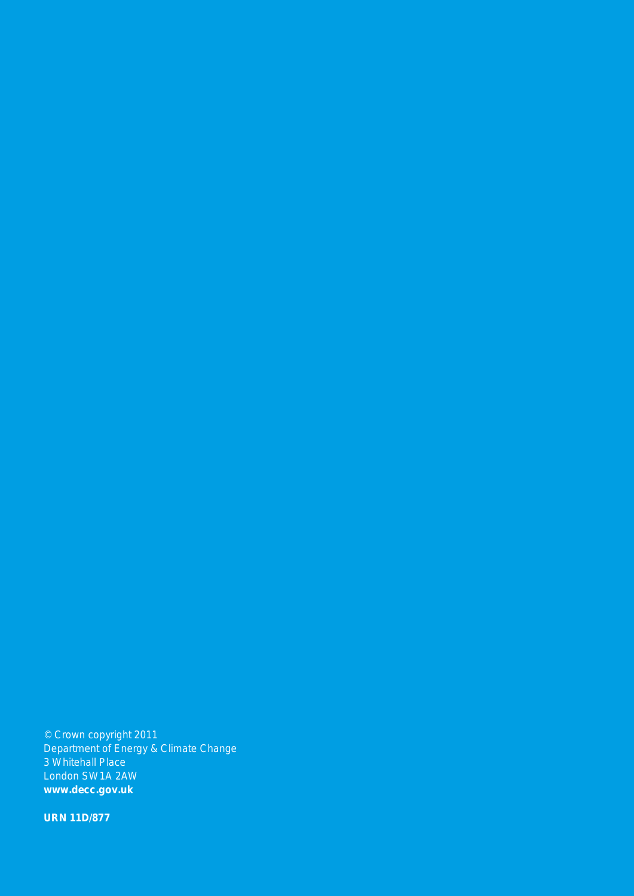© Crown copyright 2011
Department of Energy & Climate Change
3 Whitehall Place
London SW1A 2AW
**www.decc.gov.uk**

**URN 11D/877**